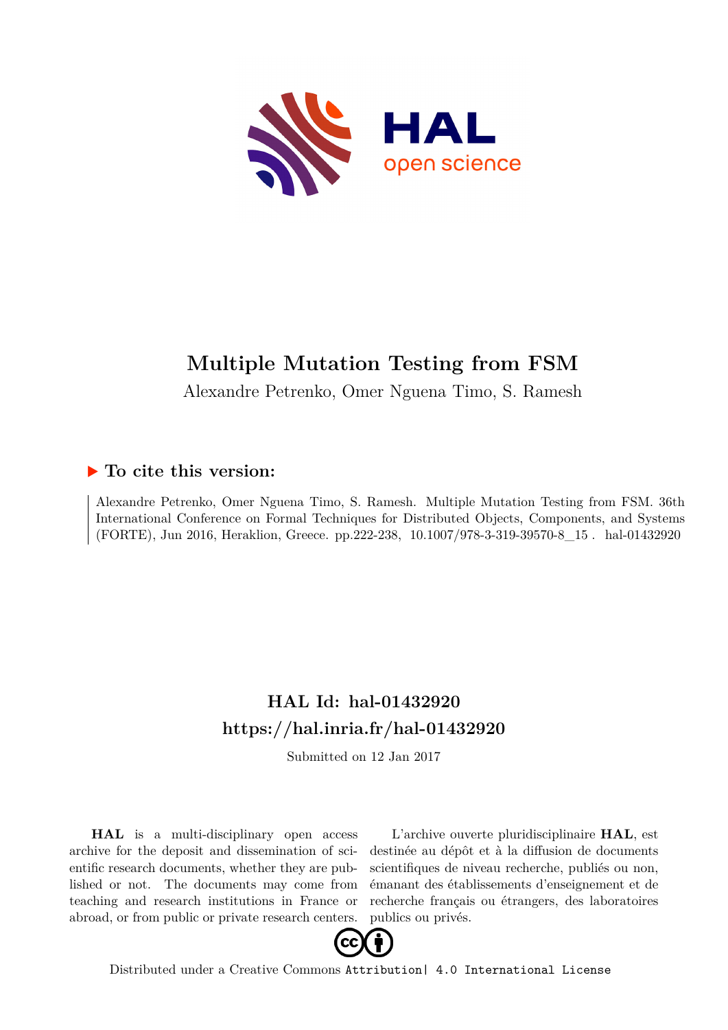# Multiple Mutation Testing from FSM

Alexandre Petrenko, Omer Nguena Timo, S. Ramesh

## ▶ To cite this version:

Alexandre Petrenko, Omer Nguena Timo, S. Ramesh. Multiple Mutation Testing from FSM. 36th International Conference on Formal Techniques for Distributed Objects, Components, and Systems (FORTE), Jun 2016, Heraklion, Greece. pp.222-238, 10.1007/978-3-319-39570-8_15 . hal-01432920

## HAL Id: hal-01432920

## https://hal.inria.fr/hal-01432920

Submitted on 12 Jan 2017

**HAL** is a multi-disciplinary open access archive for the deposit and dissemination of scientific research documents, whether they are published or not. The documents may come from teaching and research institutions in France or abroad, or from public or private research centers.

L'archive ouverte pluridisciplinaire **HAL**, est destinée au dépôt et à la diffusion de documents scientifiques de niveau recherche, publiés ou non, émanant des établissements d'enseignement et de recherche français ou étrangers, des laboratoires publics ou privés.

Distributed under a Creative Commons Attribution| 4.0 International License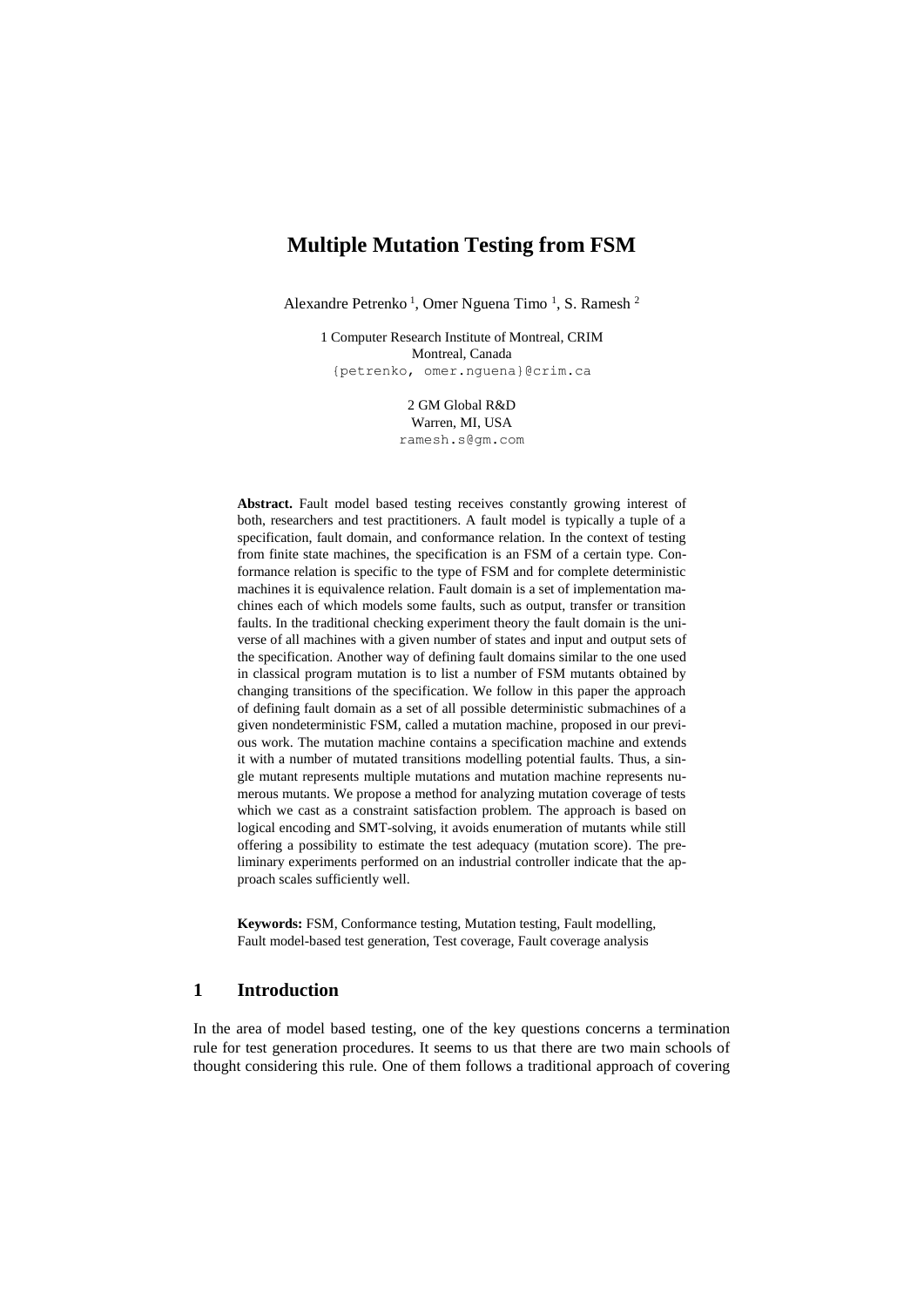# Multiple Mutation Testing from FSM

Alexandre Petrenko [1], Omer Nguena Timo [1], S. Ramesh [2]

1 Computer Research Institute of Montreal, CRIM
Montreal, Canada
{petrenko, omer.nguena}@crim.ca

2 GM Global R&D
Warren, MI, USA
ramesh.s@gm.com

**Abstract.** Fault model based testing receives constantly growing interest of both, researchers and test practitioners. A fault model is typically a tuple of a specification, fault domain, and conformance relation. In the context of testing from finite state machines, the specification is an FSM of a certain type. Conformance relation is specific to the type of FSM and for complete deterministic machines it is equivalence relation. Fault domain is a set of implementation machines each of which models some faults, such as output, transfer or transition faults. In the traditional checking experiment theory the fault domain is the universe of all machines with a given number of states and input and output sets of the specification. Another way of defining fault domains similar to the one used in classical program mutation is to list a number of FSM mutants obtained by changing transitions of the specification. We follow in this paper the approach of defining fault domain as a set of all possible deterministic submachines of a given nondeterministic FSM, called a mutation machine, proposed in our previous work. The mutation machine contains a specification machine and extends it with a number of mutated transitions modelling potential faults. Thus, a single mutant represents multiple mutations and mutation machine represents numerous mutants. We propose a method for analyzing mutation coverage of tests which we cast as a constraint satisfaction problem. The approach is based on logical encoding and SMT-solving, it avoids enumeration of mutants while still offering a possibility to estimate the test adequacy (mutation score). The preliminary experiments performed on an industrial controller indicate that the approach scales sufficiently well.

**Keywords:** FSM, Conformance testing, Mutation testing, Fault modelling, Fault model-based test generation, Test coverage, Fault coverage analysis

## 1 Introduction

In the area of model based testing, one of the key questions concerns a termination rule for test generation procedures. It seems to us that there are two main schools of thought considering this rule. One of them follows a traditional approach of covering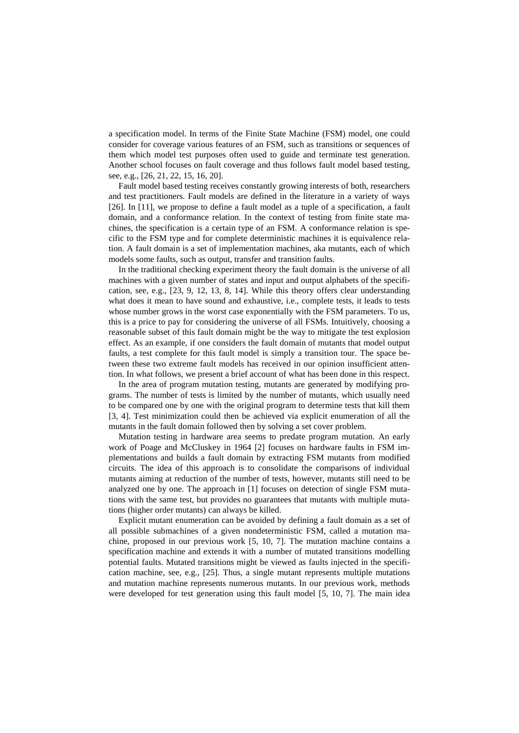a specification model. In terms of the Finite State Machine (FSM) model, one could consider for coverage various features of an FSM, such as transitions or sequences of them which model test purposes often used to guide and terminate test generation. Another school focuses on fault coverage and thus follows fault model based testing, see, e.g., [26, 21, 22, 15, 16, 20].

Fault model based testing receives constantly growing interests of both, researchers and test practitioners. Fault models are defined in the literature in a variety of ways [26]. In [11], we propose to define a fault model as a tuple of a specification, a fault domain, and a conformance relation. In the context of testing from finite state machines, the specification is a certain type of an FSM. A conformance relation is specific to the FSM type and for complete deterministic machines it is equivalence relation. A fault domain is a set of implementation machines, aka mutants, each of which models some faults, such as output, transfer and transition faults.

In the traditional checking experiment theory the fault domain is the universe of all machines with a given number of states and input and output alphabets of the specification, see, e.g., [23, 9, 12, 13, 8, 14]. While this theory offers clear understanding what does it mean to have sound and exhaustive, i.e., complete tests, it leads to tests whose number grows in the worst case exponentially with the FSM parameters. To us, this is a price to pay for considering the universe of all FSMs. Intuitively, choosing a reasonable subset of this fault domain might be the way to mitigate the test explosion effect. As an example, if one considers the fault domain of mutants that model output faults, a test complete for this fault model is simply a transition tour. The space between these two extreme fault models has received in our opinion insufficient attention. In what follows, we present a brief account of what has been done in this respect.

In the area of program mutation testing, mutants are generated by modifying programs. The number of tests is limited by the number of mutants, which usually need to be compared one by one with the original program to determine tests that kill them [3, 4]. Test minimization could then be achieved via explicit enumeration of all the mutants in the fault domain followed then by solving a set cover problem.

Mutation testing in hardware area seems to predate program mutation. An early work of Poage and McCluskey in 1964 [2] focuses on hardware faults in FSM implementations and builds a fault domain by extracting FSM mutants from modified circuits. The idea of this approach is to consolidate the comparisons of individual mutants aiming at reduction of the number of tests, however, mutants still need to be analyzed one by one. The approach in [1] focuses on detection of single FSM mutations with the same test, but provides no guarantees that mutants with multiple mutations (higher order mutants) can always be killed.

Explicit mutant enumeration can be avoided by defining a fault domain as a set of all possible submachines of a given nondeterministic FSM, called a mutation machine, proposed in our previous work [5, 10, 7]. The mutation machine contains a specification machine and extends it with a number of mutated transitions modelling potential faults. Mutated transitions might be viewed as faults injected in the specification machine, see, e.g., [25]. Thus, a single mutant represents multiple mutations and mutation machine represents numerous mutants. In our previous work, methods were developed for test generation using this fault model [5, 10, 7]. The main idea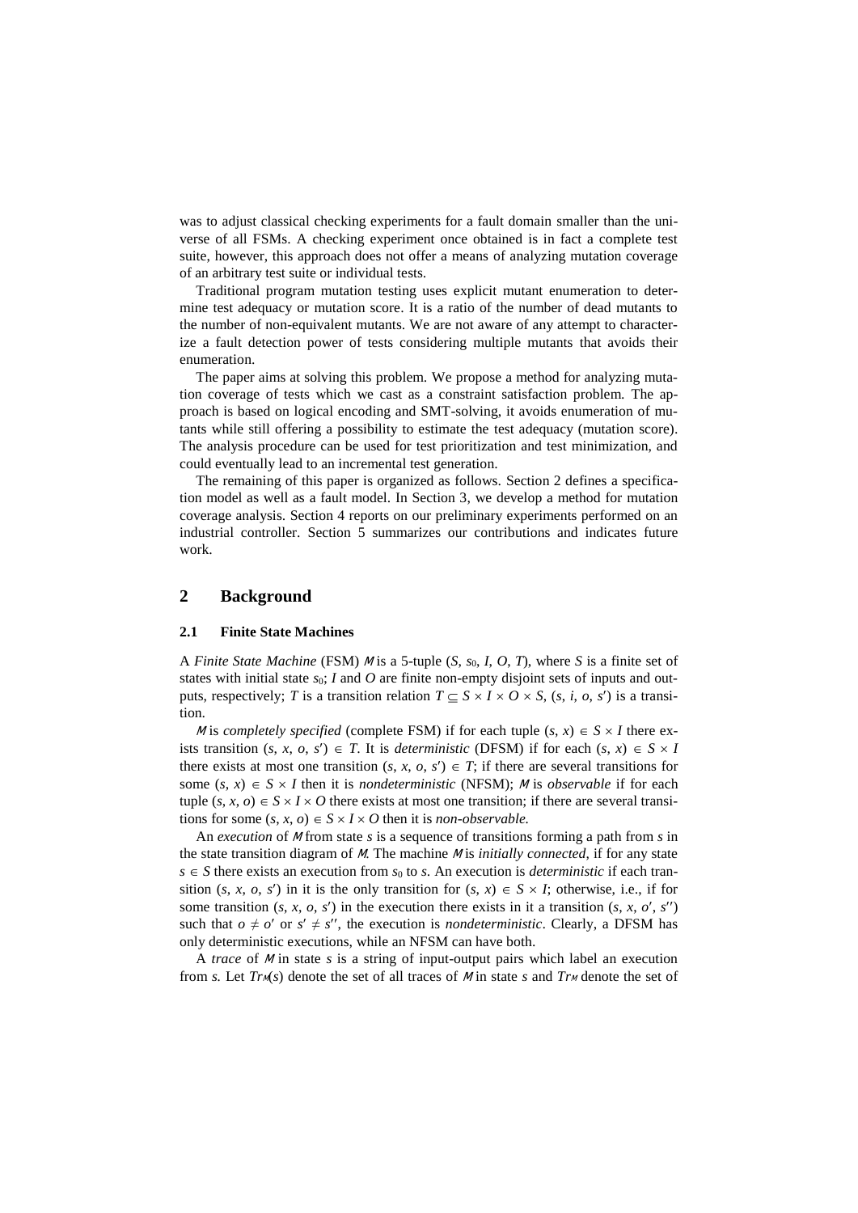was to adjust classical checking experiments for a fault domain smaller than the universe of all FSMs. A checking experiment once obtained is in fact a complete test suite, however, this approach does not offer a means of analyzing mutation coverage of an arbitrary test suite or individual tests.

Traditional program mutation testing uses explicit mutant enumeration to determine test adequacy or mutation score. It is a ratio of the number of dead mutants to the number of non-equivalent mutants. We are not aware of any attempt to characterize a fault detection power of tests considering multiple mutants that avoids their enumeration.

The paper aims at solving this problem. We propose a method for analyzing mutation coverage of tests which we cast as a constraint satisfaction problem. The approach is based on logical encoding and SMT-solving, it avoids enumeration of mutants while still offering a possibility to estimate the test adequacy (mutation score). The analysis procedure can be used for test prioritization and test minimization, and could eventually lead to an incremental test generation.

The remaining of this paper is organized as follows. Section 2 defines a specification model as well as a fault model. In Section 3, we develop a method for mutation coverage analysis. Section 4 reports on our preliminary experiments performed on an industrial controller. Section 5 summarizes our contributions and indicates future work.

## 2 Background

### 2.1 Finite State Machines

A *Finite State Machine* (FSM) $\mathcal{M}$ is a 5-tuple $(S, s_0, I, O, T)$, where $S$ is a finite set of states with initial state $s_0$; $I$ and $O$ are finite non-empty disjoint sets of inputs and outputs, respectively; $T$ is a transition relation $T \subseteq S \times I \times O \times S$, $(s, i, o, s')$ is a transition.

$\mathcal{M}$ is *completely specified* (complete FSM) if for each tuple $(s, x) \in S \times I$ there exists transition $(s, x, o, s') \in T$. It is *deterministic* (DFSM) if for each $(s, x) \in S \times I$ there exists at most one transition $(s, x, o, s') \in T$; if there are several transitions for some $(s, x) \in S \times I$ then it is *nondeterministic* (NFSM); $\mathcal{M}$ is *observable* if for each tuple $(s, x, o) \in S \times I \times O$ there exists at most one transition; if there are several transitions for some $(s, x, o) \in S \times I \times O$ then it is *non-observable.*

An *execution* of $\mathcal{M}$ from state $s$ is a sequence of transitions forming a path from $s$ in the state transition diagram of $\mathcal{M}$. The machine $\mathcal{M}$ is *initially connected*, if for any state $s \in S$ there exists an execution from $s_0$ to $s$. An execution is *deterministic* if each transition $(s, x, o, s')$ in it is the only transition for $(s, x) \in S \times I$; otherwise, i.e., if for some transition $(s, x, o, s')$ in the execution there exists in it a transition $(s, x, o', s'')$ such that $o \neq o'$ or $s' \neq s''$, the execution is *nondeterministic*. Clearly, a DFSM has only deterministic executions, while an NFSM can have both.

A *trace* of $\mathcal{M}$ in state $s$ is a string of input-output pairs which label an execution from $s$. Let $Tr_{\mathcal{M}}(s)$ denote the set of all traces of $\mathcal{M}$ in state $s$ and $Tr_{\mathcal{M}}$ denote the set of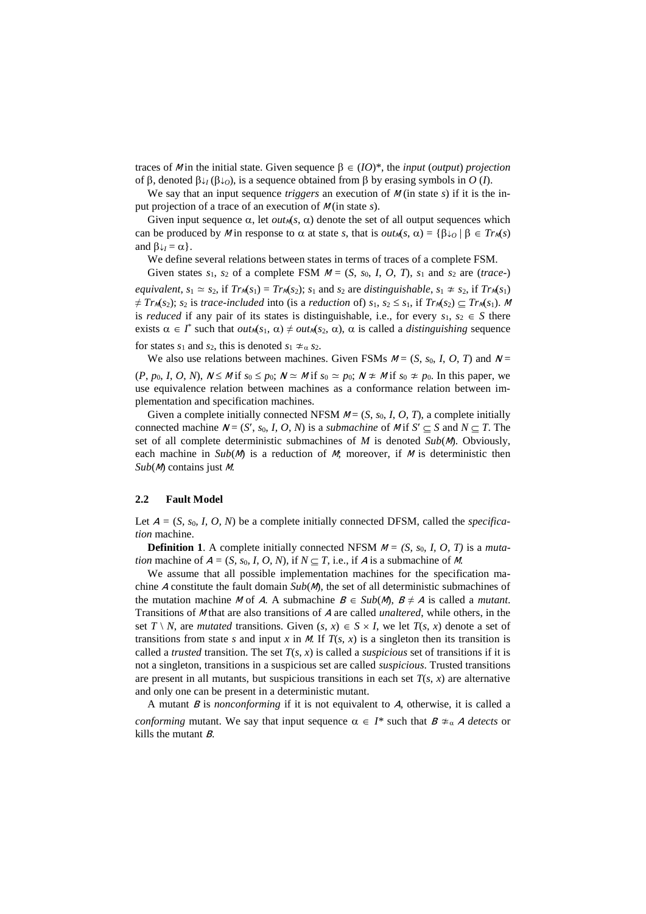traces of $M$ in the initial state. Given sequence $\beta \in (IO)^*$, the *input* (*output*) *projection* of $\beta$, denoted $\beta{\downarrow_I}$ ($\beta{\downarrow_O}$), is a sequence obtained from $\beta$ by erasing symbols in $O$ ($I$).

We say that an input sequence *triggers* an execution of $M$ (in state $s$) if it is the input projection of a trace of an execution of $M$ (in state $s$).

Given input sequence $\alpha$, let $out_M(s, \alpha)$ denote the set of all output sequences which can be produced by $M$ in response to $\alpha$ at state $s$, that is $out_M(s, \alpha) = \{\beta{\downarrow_O} \mid \beta \in Tr_M(s)$ and $\beta{\downarrow_I} = \alpha\}$.

We define several relations between states in terms of traces of a complete FSM.

Given states $s_1$, $s_2$ of a complete FSM $M = (S, s_0, I, O, T)$, $s_1$ and $s_2$ are (*trace-*) *equivalent*, $s_1 \simeq s_2$, if $Tr_M(s_1) = Tr_M(s_2)$; $s_1$ and $s_2$ are *distinguishable*, $s_1 \not\simeq s_2$, if $Tr_M(s_1) \neq Tr_M(s_2)$; $s_2$ is *trace-included* into (is a *reduction* of) $s_1$, $s_2 \leq s_1$, if $Tr_M(s_2) \subseteq Tr_M(s_1)$. $M$ is *reduced* if any pair of its states is distinguishable, i.e., for every $s_1, s_2 \in S$ there exists $\alpha \in I^*$ such that $out_M(s_1, \alpha) \neq out_M(s_2, \alpha)$, $\alpha$ is called a *distinguishing* sequence for states $s_1$ and $s_2$, this is denoted $s_1 \not\simeq_\alpha s_2$.

We also use relations between machines. Given FSMs $M = (S, s_0, I, O, T)$ and $N = (P, p_0, I, O, N)$, $N \leq M$ if $s_0 \leq p_0$; $N \simeq M$ if $s_0 \simeq p_0$; $N \not\simeq M$ if $s_0 \not\simeq p_0$. In this paper, we use equivalence relation between machines as a conformance relation between implementation and specification machines.

Given a complete initially connected NFSM $M = (S, s_0, I, O, T)$, a complete initially connected machine $N = (S', s_0, I, O, N)$ is a *submachine* of $M$ if $S' \subseteq S$ and $N \subseteq T$. The set of all complete deterministic submachines of $M$ is denoted $Sub(M)$. Obviously, each machine in $Sub(M)$ is a reduction of $M$; moreover, if $M$ is deterministic then $Sub(M)$ contains just $M$.

### 2.2 Fault Model

Let $A = (S, s_0, I, O, N)$ be a complete initially connected DFSM, called the *specification* machine.

**Definition 1**. A complete initially connected NFSM $M = (S, s_0, I, O, T)$ is a *mutation* machine of $A = (S, s_0, I, O, N)$, if $N \subseteq T$, i.e., if $A$ is a submachine of $M$.

We assume that all possible implementation machines for the specification machine $A$ constitute the fault domain $Sub(M)$, the set of all deterministic submachines of the mutation machine $M$ of $A$. A submachine $B \in Sub(M)$, $B \neq A$ is called a *mutant*. Transitions of $M$ that are also transitions of $A$ are called *unaltered*, while others, in the set $T \setminus N$, are *mutated* transitions. Given $(s, x) \in S \times I$, we let $T(s, x)$ denote a set of transitions from state $s$ and input $x$ in $M$. If $T(s, x)$ is a singleton then its transition is called a *trusted* transition. The set $T(s, x)$ is called a *suspicious* set of transitions if it is not a singleton, transitions in a suspicious set are called *suspicious*. Trusted transitions are present in all mutants, but suspicious transitions in each set $T(s, x)$ are alternative and only one can be present in a deterministic mutant.

A mutant $B$ is *nonconforming* if it is not equivalent to $A$, otherwise, it is called a *conforming* mutant. We say that input sequence $\alpha \in I^*$ such that $B \not\simeq_\alpha A$ *detects* or kills the mutant $B$.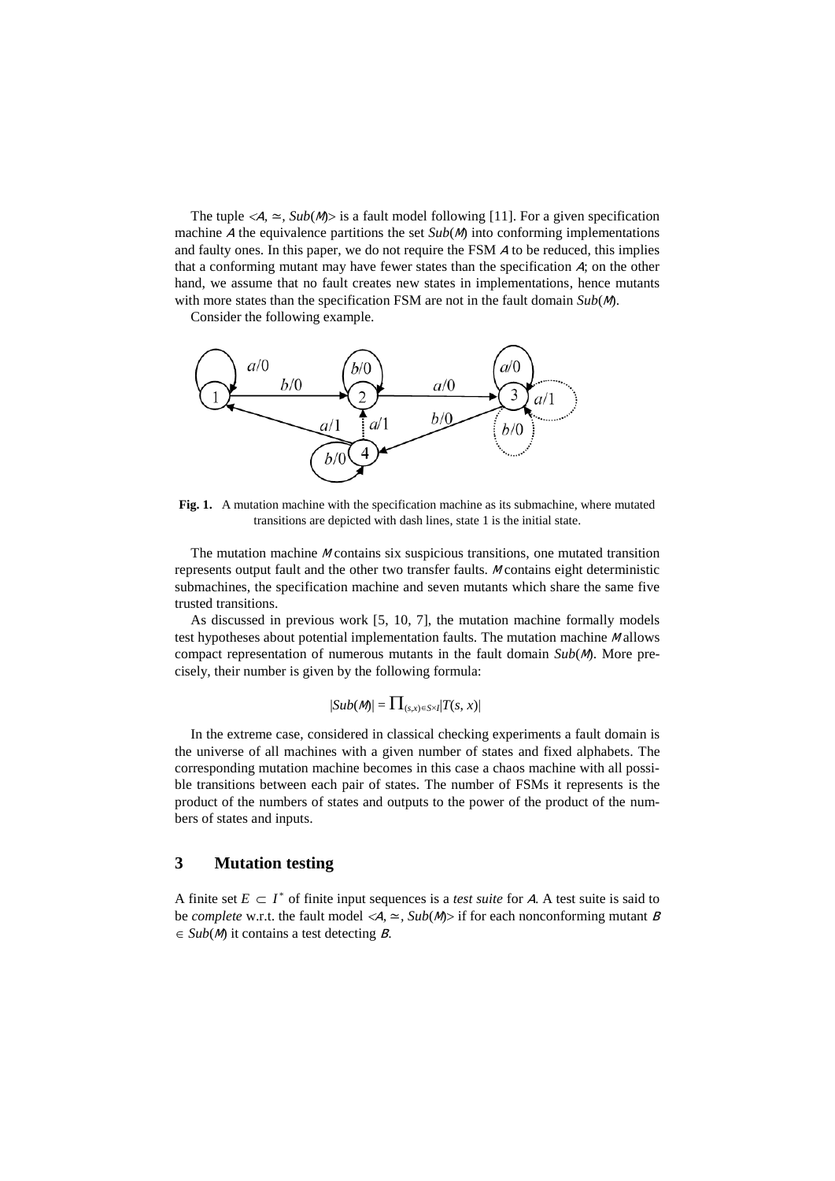The tuple $<A, \simeq, Sub(M)>$ is a fault model following [11]. For a given specification machine $A$ the equivalence partitions the set $Sub(M)$ into conforming implementations and faulty ones. In this paper, we do not require the FSM $A$ to be reduced, this implies that a conforming mutant may have fewer states than the specification $A$; on the other hand, we assume that no fault creates new states in implementations, hence mutants with more states than the specification FSM are not in the fault domain $Sub(M)$.

Consider the following example.

**Fig. 1.** A mutation machine with the specification machine as its submachine, where mutated transitions are depicted with dash lines, state 1 is the initial state.

The mutation machine $M$ contains six suspicious transitions, one mutated transition represents output fault and the other two transfer faults. $M$ contains eight deterministic submachines, the specification machine and seven mutants which share the same five trusted transitions.

As discussed in previous work [5, 10, 7], the mutation machine formally models test hypotheses about potential implementation faults. The mutation machine $M$ allows compact representation of numerous mutants in the fault domain $Sub(M)$. More precisely, their number is given by the following formula:

$$|Sub(M)| = \prod_{(s,x) \in S \times I} |T(s, x)|$$

In the extreme case, considered in classical checking experiments a fault domain is the universe of all machines with a given number of states and fixed alphabets. The corresponding mutation machine becomes in this case a chaos machine with all possible transitions between each pair of states. The number of FSMs it represents is the product of the numbers of states and outputs to the power of the product of the numbers of states and inputs.

## 3 Mutation testing

A finite set $E \subset I^*$ of finite input sequences is a *test suite* for $A$. A test suite is said to be *complete* w.r.t. the fault model $<A, \simeq, Sub(M)>$ if for each nonconforming mutant $B \in Sub(M)$ it contains a test detecting $B$.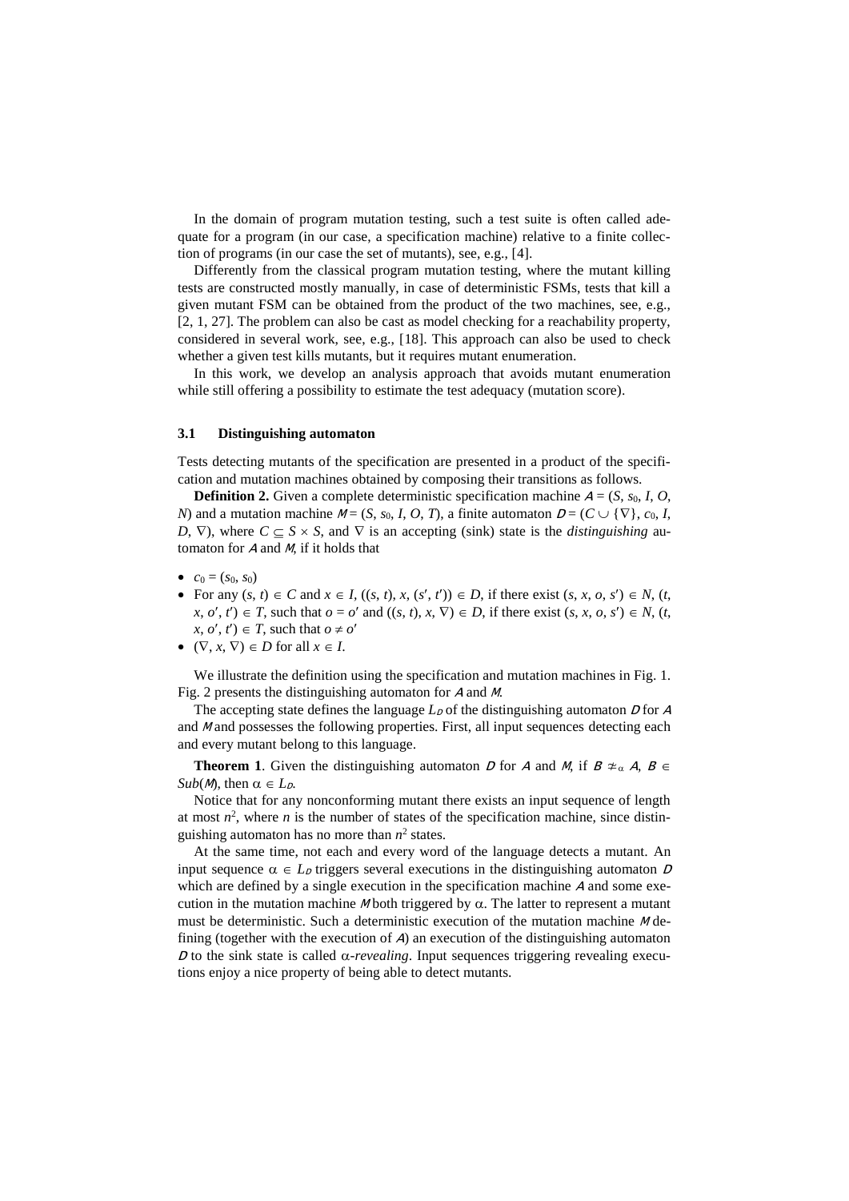In the domain of program mutation testing, such a test suite is often called adequate for a program (in our case, a specification machine) relative to a finite collection of programs (in our case the set of mutants), see, e.g., [4].

Differently from the classical program mutation testing, where the mutant killing tests are constructed mostly manually, in case of deterministic FSMs, tests that kill a given mutant FSM can be obtained from the product of the two machines, see, e.g., [2, 1, 27]. The problem can also be cast as model checking for a reachability property, considered in several work, see, e.g., [18]. This approach can also be used to check whether a given test kills mutants, but it requires mutant enumeration.

In this work, we develop an analysis approach that avoids mutant enumeration while still offering a possibility to estimate the test adequacy (mutation score).

### 3.1 Distinguishing automaton

Tests detecting mutants of the specification are presented in a product of the specification and mutation machines obtained by composing their transitions as follows.

**Definition 2.** Given a complete deterministic specification machine $\mathcal{A} = (S, s_0, I, O, N)$ and a mutation machine $\mathcal{M} = (S, s_0, I, O, T)$, a finite automaton $\mathcal{D} = (C \cup \{\nabla\}, c_0, I, D, \nabla)$, where $C \subseteq S \times S$, and $\nabla$ is an accepting (sink) state is the *distinguishing* automaton for $\mathcal{A}$ and $\mathcal{M}$, if it holds that

- $c_0 = (s_0, s_0)$
- For any $(s, t) \in C$ and $x \in I$, $((s, t), x, (s', t')) \in D$, if there exist $(s, x, o, s') \in N$, $(t, x, o', t') \in T$, such that $o = o'$ and $((s, t), x, \nabla) \in D$, if there exist $(s, x, o, s') \in N$, $(t, x, o', t') \in T$, such that $o \neq o'$
- $(\nabla, x, \nabla) \in D$ for all $x \in I$.

We illustrate the definition using the specification and mutation machines in Fig. 1. Fig. 2 presents the distinguishing automaton for $\mathcal{A}$ and $\mathcal{M}$.

The accepting state defines the language $L_{\mathcal{D}}$ of the distinguishing automaton $\mathcal{D}$ for $\mathcal{A}$ and $\mathcal{M}$ and possesses the following properties. First, all input sequences detecting each and every mutant belong to this language.

**Theorem 1**. Given the distinguishing automaton $\mathcal{D}$ for $\mathcal{A}$ and $\mathcal{M}$, if $\mathcal{B} \not\simeq_{\alpha} \mathcal{A}$, $\mathcal{B} \in Sub(\mathcal{M})$, then $\alpha \in L_{\mathcal{D}}$.

Notice that for any nonconforming mutant there exists an input sequence of length at most $n^2$, where $n$ is the number of states of the specification machine, since distinguishing automaton has no more than $n^2$ states.

At the same time, not each and every word of the language detects a mutant. An input sequence $\alpha \in L_{\mathcal{D}}$ triggers several executions in the distinguishing automaton $\mathcal{D}$ which are defined by a single execution in the specification machine $\mathcal{A}$ and some execution in the mutation machine $\mathcal{M}$ both triggered by $\alpha$. The latter to represent a mutant must be deterministic. Such a deterministic execution of the mutation machine $\mathcal{M}$ defining (together with the execution of $\mathcal{A}$) an execution of the distinguishing automaton $\mathcal{D}$ to the sink state is called $\alpha$-*revealing*. Input sequences triggering revealing executions enjoy a nice property of being able to detect mutants.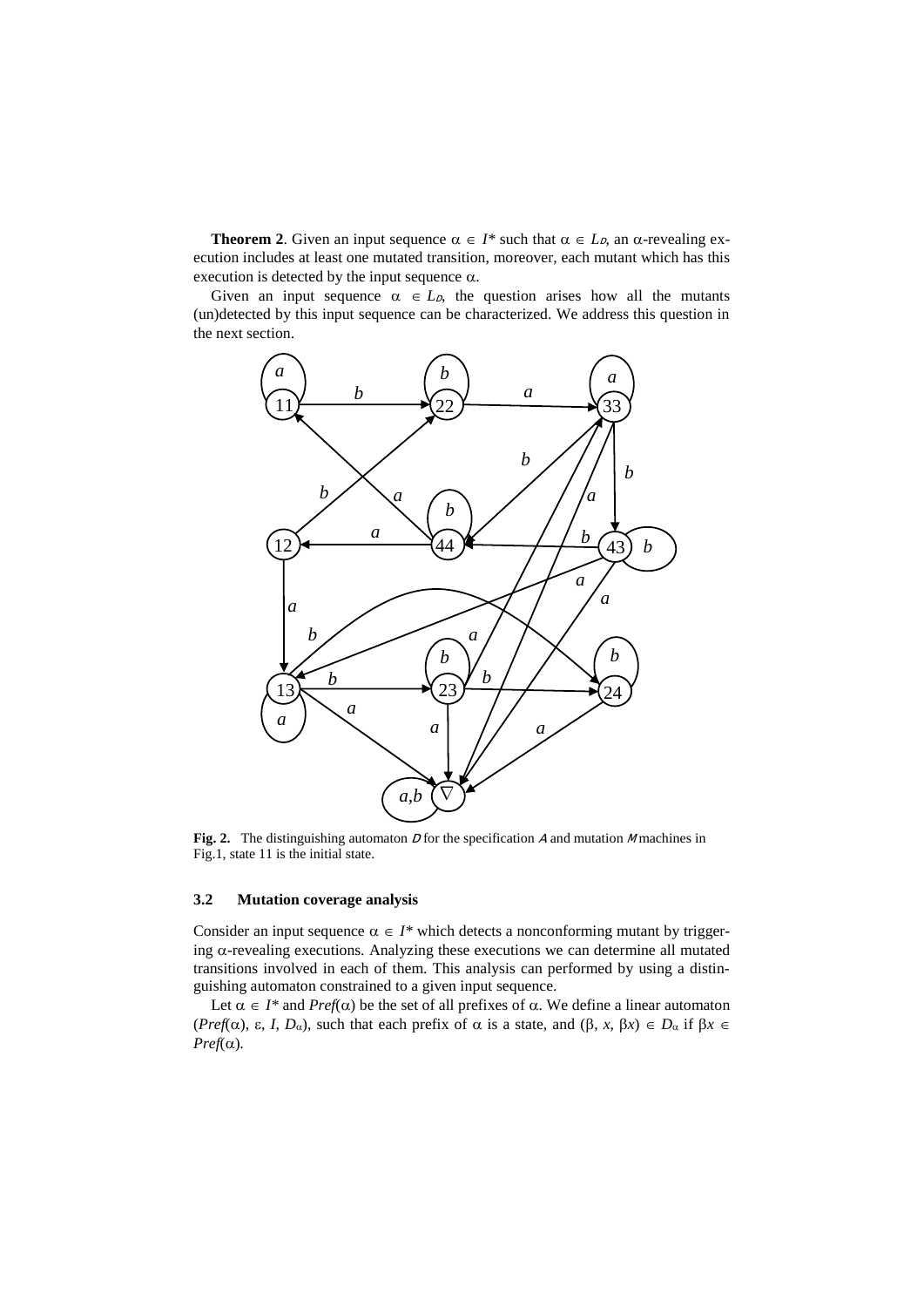**Theorem 2**. Given an input sequence $\alpha \in I^*$ such that $\alpha \in L_D$, an $\alpha$-revealing execution includes at least one mutated transition, moreover, each mutant which has this execution is detected by the input sequence $\alpha$.

Given an input sequence $\alpha \in L_D$, the question arises how all the mutants (un)detected by this input sequence can be characterized. We address this question in the next section.

**Fig. 2.** The distinguishing automaton $D$ for the specification $A$ and mutation $M$ machines in Fig.1, state 11 is the initial state.

### 3.2 Mutation coverage analysis

Consider an input sequence $\alpha \in I^*$ which detects a nonconforming mutant by triggering $\alpha$-revealing executions. Analyzing these executions we can determine all mutated transitions involved in each of them. This analysis can performed by using a distinguishing automaton constrained to a given input sequence.

Let $\alpha \in I^*$ and $Pref(\alpha)$ be the set of all prefixes of $\alpha$. We define a linear automaton $(Pref(\alpha), \varepsilon, I, D_\alpha)$, such that each prefix of $\alpha$ is a state, and $(\beta, x, \beta x) \in D_\alpha$ if $\beta x \in Pref(\alpha)$.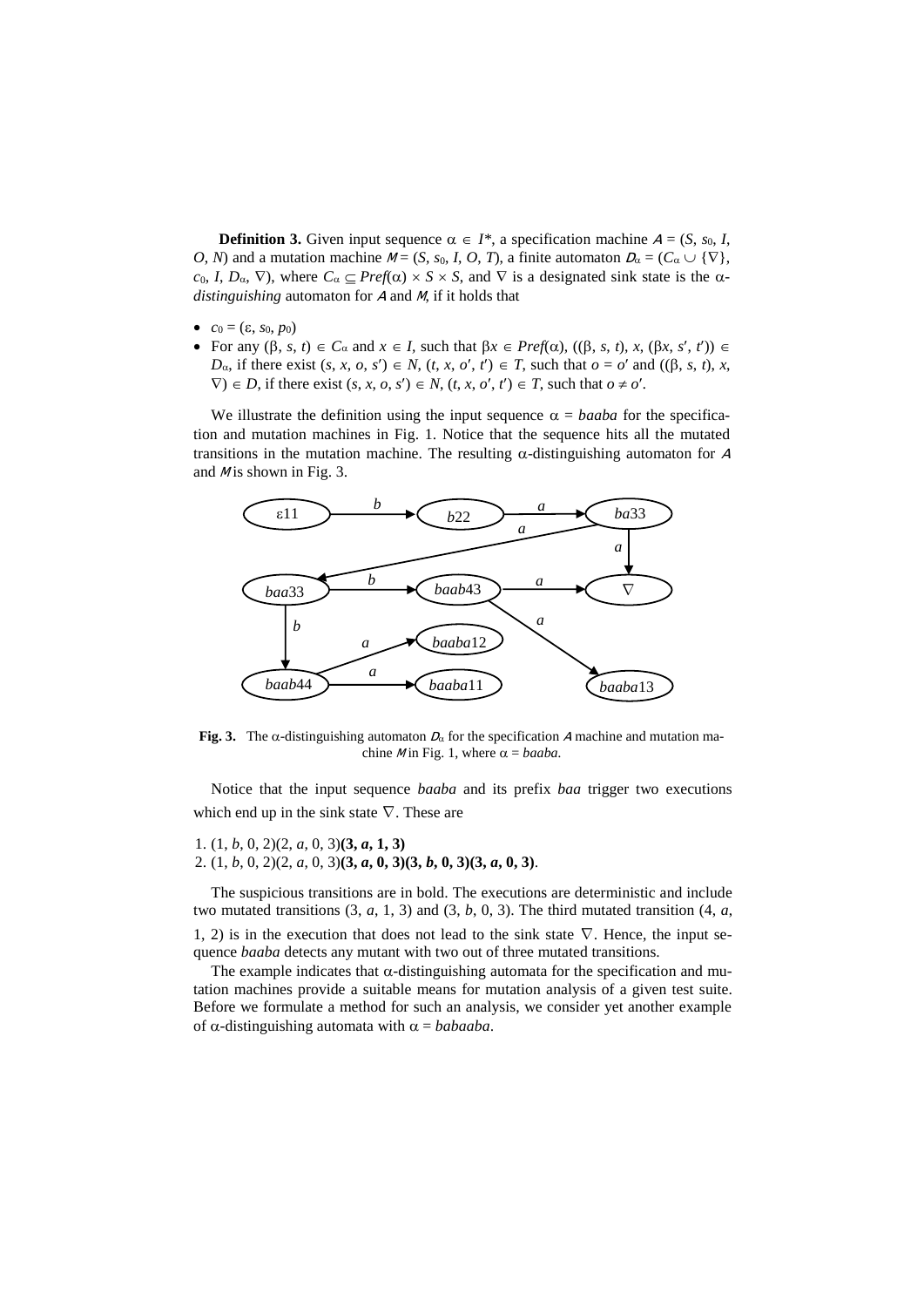**Definition 3.** Given input sequence $\alpha \in I^*$, a specification machine $\mathcal{A} = (S, s_0, I, O, N)$ and a mutation machine $\mathcal{M} = (S, s_0, I, O, T)$, a finite automaton $\mathcal{D}_\alpha = (C_\alpha \cup \{\nabla\}, c_0, I, D_\alpha, \nabla)$, where $C_\alpha \subseteq Pref(\alpha) \times S \times S$, and $\nabla$ is a designated sink state is the $\alpha$-*distinguishing* automaton for $\mathcal{A}$ and $\mathcal{M}$, if it holds that

- $c_0 = (\varepsilon, s_0, p_0)$
- For any $(\beta, s, t) \in C_\alpha$ and $x \in I$, such that $\beta x \in Pref(\alpha)$, $((\beta, s, t), x, (\beta x, s', t')) \in D_\alpha$, if there exist $(s, x, o, s') \in N$, $(t, x, o', t') \in T$, such that $o = o'$ and $((\beta, s, t), x, \nabla) \in D$, if there exist $(s, x, o, s') \in N$, $(t, x, o', t') \in T$, such that $o \neq o'$.

We illustrate the definition using the input sequence $\alpha = baaba$ for the specification and mutation machines in Fig. 1. Notice that the sequence hits all the mutated transitions in the mutation machine. The resulting $\alpha$-distinguishing automaton for $\mathcal{A}$ and $\mathcal{M}$ is shown in Fig. 3.

**Fig. 3.** The $\alpha$-distinguishing automaton $\mathcal{D}_\alpha$ for the specification $\mathcal{A}$ machine and mutation machine $\mathcal{M}$ in Fig. 1, where $\alpha = baaba$.

Notice that the input sequence *baaba* and its prefix *baa* trigger two executions which end up in the sink state $\nabla$. These are

1. $(1, b, 0, 2)(2, a, 0, 3)$**$(3, a, 1, 3)$**
2. $(1, b, 0, 2)(2, a, 0, 3)$**$(3, a, 0, 3)(3, b, 0, 3)(3, a, 0, 3)$**.

The suspicious transitions are in bold. The executions are deterministic and include two mutated transitions $(3, a, 1, 3)$ and $(3, b, 0, 3)$. The third mutated transition $(4, a, 1, 2)$ is in the execution that does not lead to the sink state $\nabla$. Hence, the input sequence *baaba* detects any mutant with two out of three mutated transitions.

The example indicates that $\alpha$-distinguishing automata for the specification and mutation machines provide a suitable means for mutation analysis of a given test suite. Before we formulate a method for such an analysis, we consider yet another example of $\alpha$-distinguishing automata with $\alpha = babaaba$.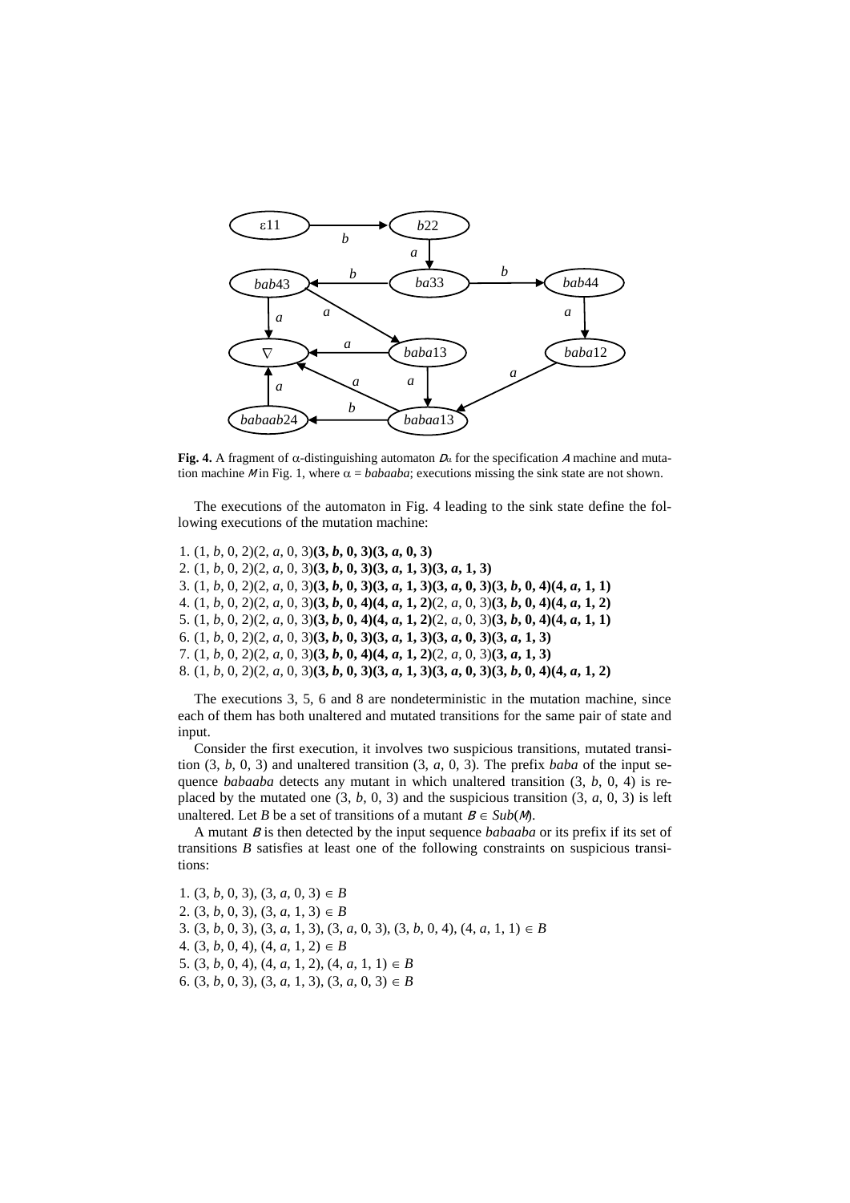Fig. 4. A fragment of $\alpha$-distinguishing automaton $D_\alpha$ for the specification *A* machine and mutation machine *M* in Fig. 1, where $\alpha$ = *babaaba*; executions missing the sink state are not shown.

The executions of the automaton in Fig. 4 leading to the sink state define the following executions of the mutation machine:

1. (1, *b*, 0, 2)(2, *a*, 0, 3)**(3, *b*, 0, 3)(3, *a*, 0, 3)**
2. (1, *b*, 0, 2)(2, *a*, 0, 3)**(3, *b*, 0, 3)(3, *a*, 1, 3)(3, *a*, 1, 3)**
3. (1, *b*, 0, 2)(2, *a*, 0, 3)**(3, *b*, 0, 3)(3, *a*, 1, 3)(3, *a*, 0, 3)(3, *b*, 0, 4)(4, *a*, 1, 1)**
4. (1, *b*, 0, 2)(2, *a*, 0, 3)**(3, *b*, 0, 4)(4, *a*, 1, 2)**(2, *a*, 0, 3)**(3, *b*, 0, 4)(4, *a*, 1, 2)**
5. (1, *b*, 0, 2)(2, *a*, 0, 3)**(3, *b*, 0, 4)(4, *a*, 1, 2)**(2, *a*, 0, 3)**(3, *b*, 0, 4)(4, *a*, 1, 1)**
6. (1, *b*, 0, 2)(2, *a*, 0, 3)**(3, *b*, 0, 3)(3, *a*, 1, 3)(3, *a*, 0, 3)(3, *a*, 1, 3)**
7. (1, *b*, 0, 2)(2, *a*, 0, 3)**(3, *b*, 0, 4)(4, *a*, 1, 2)**(2, *a*, 0, 3)**(3, *a*, 1, 3)**
8. (1, *b*, 0, 2)(2, *a*, 0, 3)**(3, *b*, 0, 3)(3, *a*, 1, 3)(3, *a*, 0, 3)(3, *b*, 0, 4)(4, *a*, 1, 2)**

The executions 3, 5, 6 and 8 are nondeterministic in the mutation machine, since each of them has both unaltered and mutated transitions for the same pair of state and input.

Consider the first execution, it involves two suspicious transitions, mutated transition (3, *b*, 0, 3) and unaltered transition (3, *a*, 0, 3). The prefix *baba* of the input sequence *babaaba* detects any mutant in which unaltered transition (3, *b*, 0, 4) is replaced by the mutated one (3, *b*, 0, 3) and the suspicious transition (3, *a*, 0, 3) is left unaltered. Let *B* be a set of transitions of a mutant $\mathcal{B} \in Sub(\mathcal{M})$.

A mutant $\mathcal{B}$ is then detected by the input sequence *babaaba* or its prefix if its set of transitions *B* satisfies at least one of the following constraints on suspicious transitions:

1. (3, *b*, 0, 3), (3, *a*, 0, 3) $\in$ *B*
2. (3, *b*, 0, 3), (3, *a*, 1, 3) $\in$ *B*
3. (3, *b*, 0, 3), (3, *a*, 1, 3), (3, *a*, 0, 3), (3, *b*, 0, 4), (4, *a*, 1, 1) $\in$ *B*
4. (3, *b*, 0, 4), (4, *a*, 1, 2) $\in$ *B*
5. (3, *b*, 0, 4), (4, *a*, 1, 2), (4, *a*, 1, 1) $\in$ *B*
6. (3, *b*, 0, 3), (3, *a*, 1, 3), (3, *a*, 0, 3) $\in$ *B*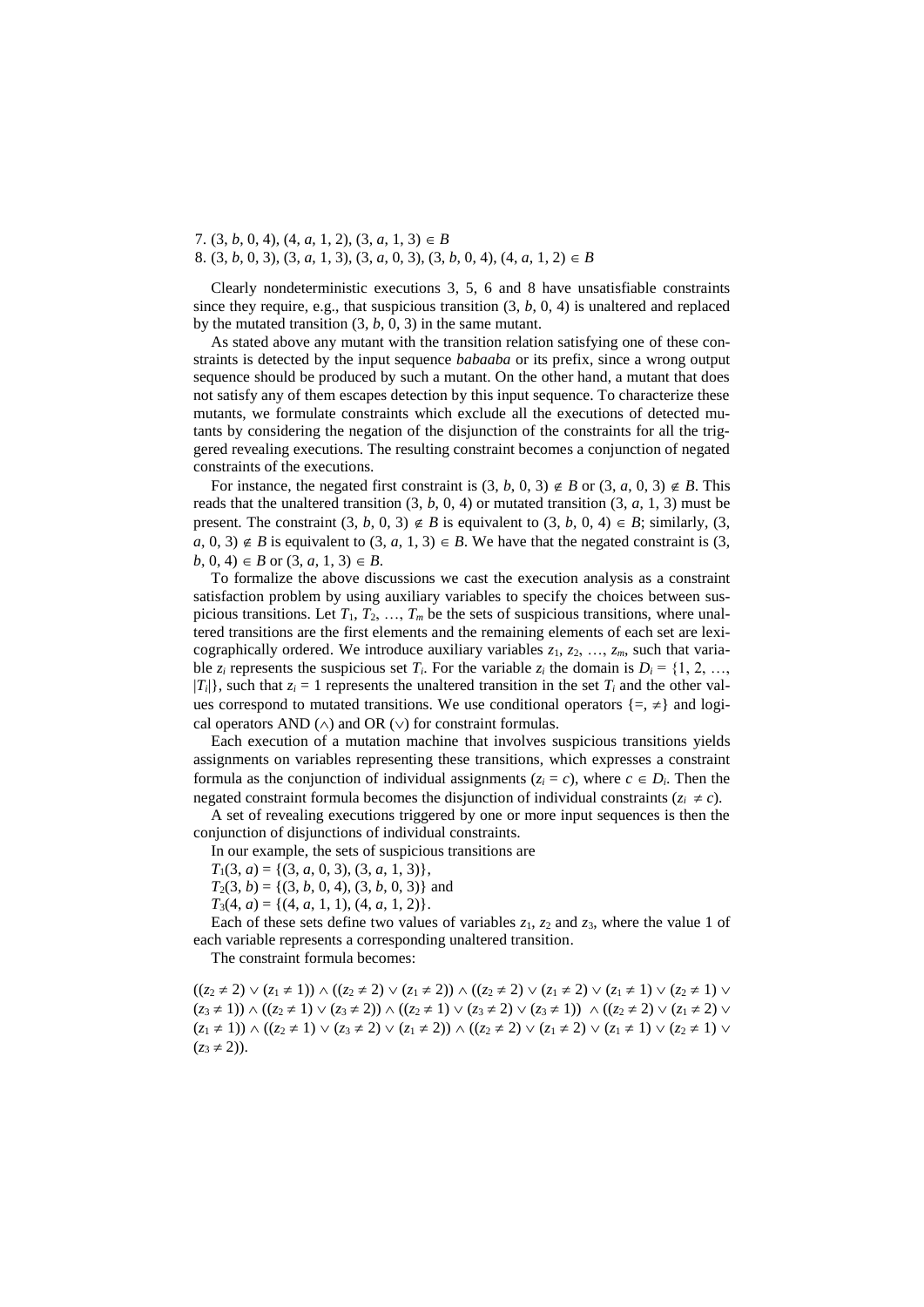7. (3, *b*, 0, 4), (4, *a*, 1, 2), (3, *a*, 1, 3) $\in B$
8. (3, *b*, 0, 3), (3, *a*, 1, 3), (3, *a*, 0, 3), (3, *b*, 0, 4), (4, *a*, 1, 2) $\in B$

Clearly nondeterministic executions 3, 5, 6 and 8 have unsatisfiable constraints since they require, e.g., that suspicious transition (3, *b*, 0, 4) is unaltered and replaced by the mutated transition (3, *b*, 0, 3) in the same mutant.

As stated above any mutant with the transition relation satisfying one of these constraints is detected by the input sequence *babaaba* or its prefix, since a wrong output sequence should be produced by such a mutant. On the other hand, a mutant that does not satisfy any of them escapes detection by this input sequence. To characterize these mutants, we formulate constraints which exclude all the executions of detected mutants by considering the negation of the disjunction of the constraints for all the triggered revealing executions. The resulting constraint becomes a conjunction of negated constraints of the executions.

For instance, the negated first constraint is (3, *b*, 0, 3) $\notin B$ or (3, *a*, 1, 3) $\notin B$. This reads that the unaltered transition (3, *b*, 0, 4) or mutated transition (3, *a*, 1, 3) must be present. The constraint (3, *b*, 0, 3) $\notin B$ is equivalent to (3, *b*, 0, 4) $\in B$; similarly, (3, *a*, 0, 3) $\notin B$ is equivalent to (3, *a*, 1, 3) $\in B$. We have that the negated constraint is (3, *b*, 0, 4) $\in B$ or (3, *a*, 1, 3) $\in B$.

To formalize the above discussions we cast the execution analysis as a constraint satisfaction problem by using auxiliary variables to specify the choices between suspicious transitions. Let $T_1, T_2, \ldots, T_m$ be the sets of suspicious transitions, where unaltered transitions are the first elements and the remaining elements of each set are lexicographically ordered. We introduce auxiliary variables $z_1, z_2, \ldots, z_m$, such that variable $z_i$ represents the suspicious set $T_i$. For the variable $z_i$ the domain is $D_i = \{1, 2, \ldots, |T_i|\}$, such that $z_i = 1$ represents the unaltered transition in the set $T_i$ and the other values correspond to mutated transitions. We use conditional operators $\{=, \neq\}$ and logical operators AND ($\wedge$) and OR ($\vee$) for constraint formulas.

Each execution of a mutation machine that involves suspicious transitions yields assignments on variables representing these transitions, which expresses a constraint formula as the conjunction of individual assignments ($z_i = c$), where $c \in D_i$. Then the negated constraint formula becomes the disjunction of individual constraints ($z_i \neq c$).

A set of revealing executions triggered by one or more input sequences is then the conjunction of disjunctions of individual constraints.

In our example, the sets of suspicious transitions are

$T_1(3, a) = \{(3, a, 0, 3), (3, a, 1, 3)\}$,
$T_2(3, b) = \{(3, b, 0, 4), (3, b, 0, 3)\}$ and
$T_3(4, a) = \{(4, a, 1, 1), (4, a, 1, 2)\}$.

Each of these sets define two values of variables $z_1$, $z_2$ and $z_3$, where the value 1 of each variable represents a corresponding unaltered transition.

The constraint formula becomes:

$$((z_2 \neq 2) \vee (z_1 \neq 1)) \wedge ((z_2 \neq 2) \vee (z_1 \neq 2)) \wedge ((z_2 \neq 2) \vee (z_1 \neq 2) \vee (z_1 \neq 1) \vee (z_2 \neq 1) \vee (z_3 \neq 1)) \wedge ((z_2 \neq 1) \vee (z_3 \neq 2)) \wedge ((z_2 \neq 1) \vee (z_3 \neq 2) \vee (z_3 \neq 1)) \wedge ((z_2 \neq 2) \vee (z_1 \neq 2) \vee (z_1 \neq 1)) \wedge ((z_2 \neq 1) \vee (z_3 \neq 2) \vee (z_1 \neq 2)) \wedge ((z_2 \neq 2) \vee (z_1 \neq 2) \vee (z_1 \neq 1) \vee (z_2 \neq 1) \vee (z_3 \neq 2)).$$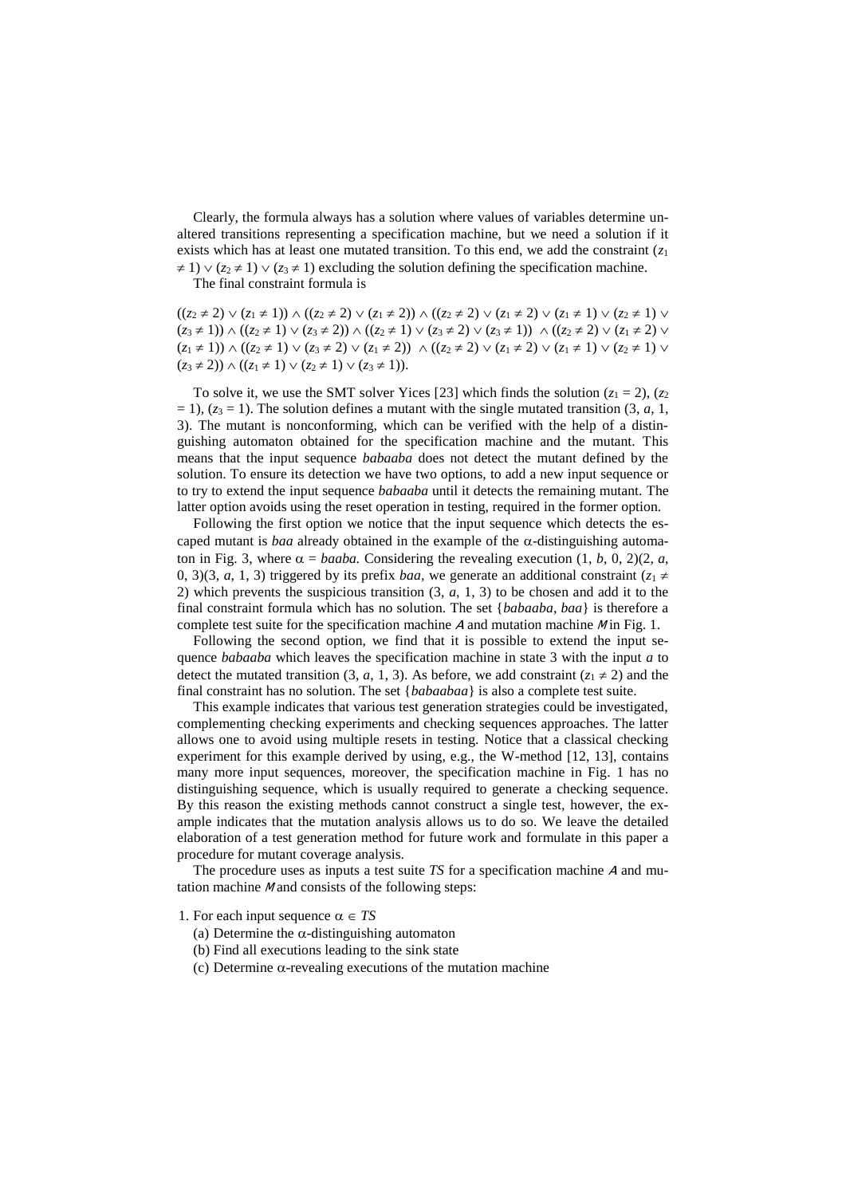Clearly, the formula always has a solution where values of variables determine unaltered transitions representing a specification machine, but we need a solution if it exists which has at least one mutated transition. To this end, we add the constraint $(z_1 \neq 1) \vee (z_2 \neq 1) \vee (z_3 \neq 1)$ excluding the solution defining the specification machine.

The final constraint formula is

$$((z_2 \neq 2) \vee (z_1 \neq 1)) \wedge ((z_2 \neq 2) \vee (z_1 \neq 2)) \wedge ((z_2 \neq 2) \vee (z_1 \neq 2) \vee (z_1 \neq 1) \vee (z_2 \neq 1) \vee (z_3 \neq 1)) \wedge ((z_2 \neq 1) \vee (z_3 \neq 2)) \wedge ((z_2 \neq 1) \vee (z_3 \neq 2) \vee (z_3 \neq 1)) \wedge ((z_2 \neq 2) \vee (z_1 \neq 2) \vee (z_1 \neq 1)) \wedge ((z_2 \neq 1) \vee (z_3 \neq 2) \vee (z_1 \neq 2)) \wedge ((z_2 \neq 2) \vee (z_1 \neq 2) \vee (z_1 \neq 1) \vee (z_2 \neq 1) \vee (z_3 \neq 2)) \wedge ((z_1 \neq 1) \vee (z_2 \neq 1) \vee (z_3 \neq 1)).$$

To solve it, we use the SMT solver Yices [23] which finds the solution $(z_1 = 2)$, $(z_2 = 1)$, $(z_3 = 1)$. The solution defines a mutant with the single mutated transition (3, *a*, 1, 3). The mutant is nonconforming, which can be verified with the help of a distinguishing automaton obtained for the specification machine and the mutant. This means that the input sequence *babaaba* does not detect the mutant defined by the solution. To ensure its detection we have two options, to add a new input sequence or to try to extend the input sequence *babaaba* until it detects the remaining mutant. The latter option avoids using the reset operation in testing, required in the former option.

Following the first option we notice that the input sequence which detects the escaped mutant is *baa* already obtained in the example of the $\alpha$-distinguishing automaton in Fig. 3, where $\alpha$ = *baaba.* Considering the revealing execution (1, *b*, 0, 2)(2, *a*, 0, 3)(3, *a*, 1, 3) triggered by its prefix *baa*, we generate an additional constraint $(z_1 \neq 2)$ which prevents the suspicious transition (3, *a*, 1, 3) to be chosen and add it to the final constraint formula which has no solution. The set {*babaaba*, *baa*} is therefore a complete test suite for the specification machine $\mathcal{A}$ and mutation machine $\mathcal{M}$ in Fig. 1.

Following the second option, we find that it is possible to extend the input sequence *babaaba* which leaves the specification machine in state 3 with the input *a* to detect the mutated transition (3, *a*, 1, 3). As before, we add constraint $(z_1 \neq 2)$ and the final constraint has no solution. The set {*babaabaa*} is also a complete test suite.

This example indicates that various test generation strategies could be investigated, complementing checking experiments and checking sequences approaches. The latter allows one to avoid using multiple resets in testing. Notice that a classical checking experiment for this example derived by using, e.g., the W-method [12, 13], contains many more input sequences, moreover, the specification machine in Fig. 1 has no distinguishing sequence, which is usually required to generate a checking sequence. By this reason the existing methods cannot construct a single test, however, the example indicates that the mutation analysis allows us to do so. We leave the detailed elaboration of a test generation method for future work and formulate in this paper a procedure for mutant coverage analysis.

The procedure uses as inputs a test suite *TS* for a specification machine $\mathcal{A}$ and mutation machine $\mathcal{M}$ and consists of the following steps:

1. For each input sequence $\alpha \in TS$
   (a) Determine the $\alpha$-distinguishing automaton
   (b) Find all executions leading to the sink state
   (c) Determine $\alpha$-revealing executions of the mutation machine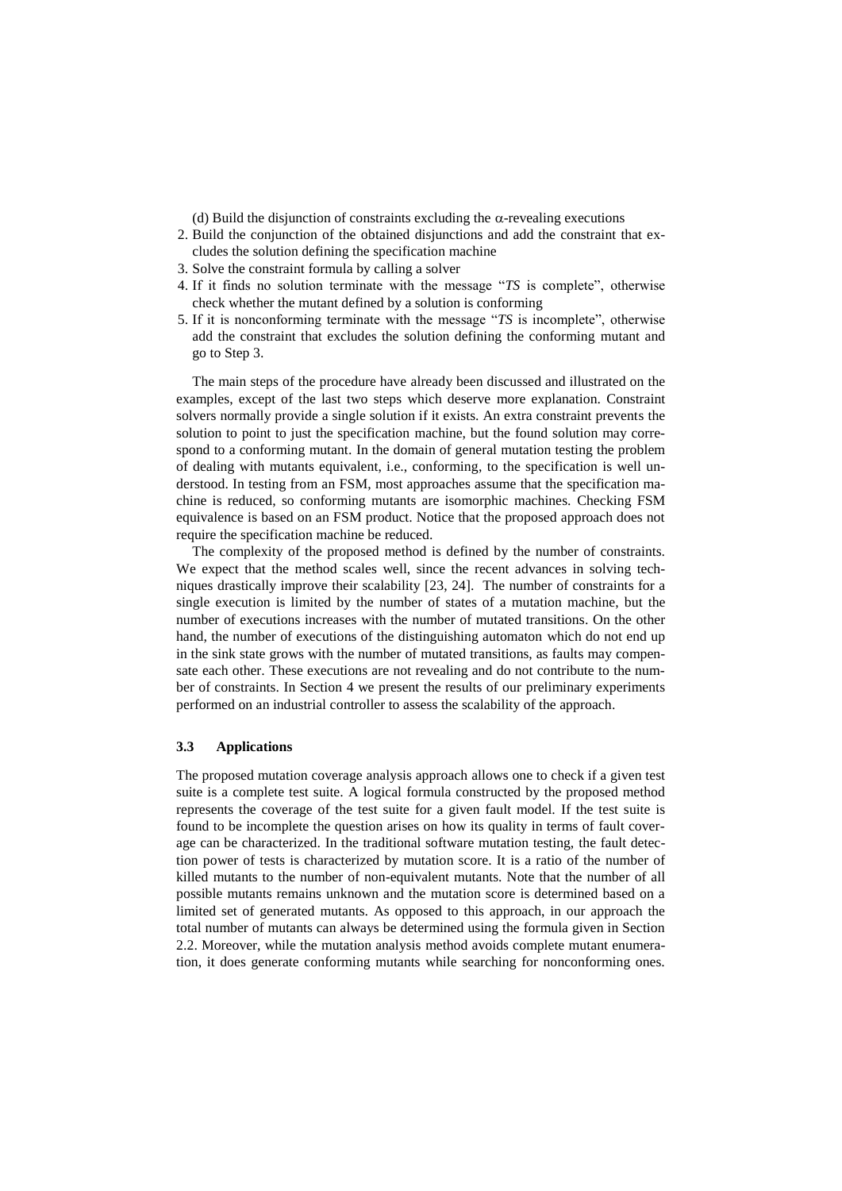(d) Build the disjunction of constraints excluding the $\alpha$-revealing executions

2. Build the conjunction of the obtained disjunctions and add the constraint that excludes the solution defining the specification machine
3. Solve the constraint formula by calling a solver
4. If it finds no solution terminate with the message "*TS* is complete", otherwise check whether the mutant defined by a solution is conforming
5. If it is nonconforming terminate with the message "*TS* is incomplete", otherwise add the constraint that excludes the solution defining the conforming mutant and go to Step 3.

The main steps of the procedure have already been discussed and illustrated on the examples, except of the last two steps which deserve more explanation. Constraint solvers normally provide a single solution if it exists. An extra constraint prevents the solution to point to just the specification machine, but the found solution may correspond to a conforming mutant. In the domain of general mutation testing the problem of dealing with mutants equivalent, i.e., conforming, to the specification is well understood. In testing from an FSM, most approaches assume that the specification machine is reduced, so conforming mutants are isomorphic machines. Checking FSM equivalence is based on an FSM product. Notice that the proposed approach does not require the specification machine be reduced.

The complexity of the proposed method is defined by the number of constraints. We expect that the method scales well, since the recent advances in solving techniques drastically improve their scalability [23, 24]. The number of constraints for a single execution is limited by the number of states of a mutation machine, but the number of executions increases with the number of mutated transitions. On the other hand, the number of executions of the distinguishing automaton which do not end up in the sink state grows with the number of mutated transitions, as faults may compensate each other. These executions are not revealing and do not contribute to the number of constraints. In Section 4 we present the results of our preliminary experiments performed on an industrial controller to assess the scalability of the approach.

### 3.3 Applications

The proposed mutation coverage analysis approach allows one to check if a given test suite is a complete test suite. A logical formula constructed by the proposed method represents the coverage of the test suite for a given fault model. If the test suite is found to be incomplete the question arises on how its quality in terms of fault coverage can be characterized. In the traditional software mutation testing, the fault detection power of tests is characterized by mutation score. It is a ratio of the number of killed mutants to the number of non-equivalent mutants. Note that the number of all possible mutants remains unknown and the mutation score is determined based on a limited set of generated mutants. As opposed to this approach, in our approach the total number of mutants can always be determined using the formula given in Section 2.2. Moreover, while the mutation analysis method avoids complete mutant enumeration, it does generate conforming mutants while searching for nonconforming ones.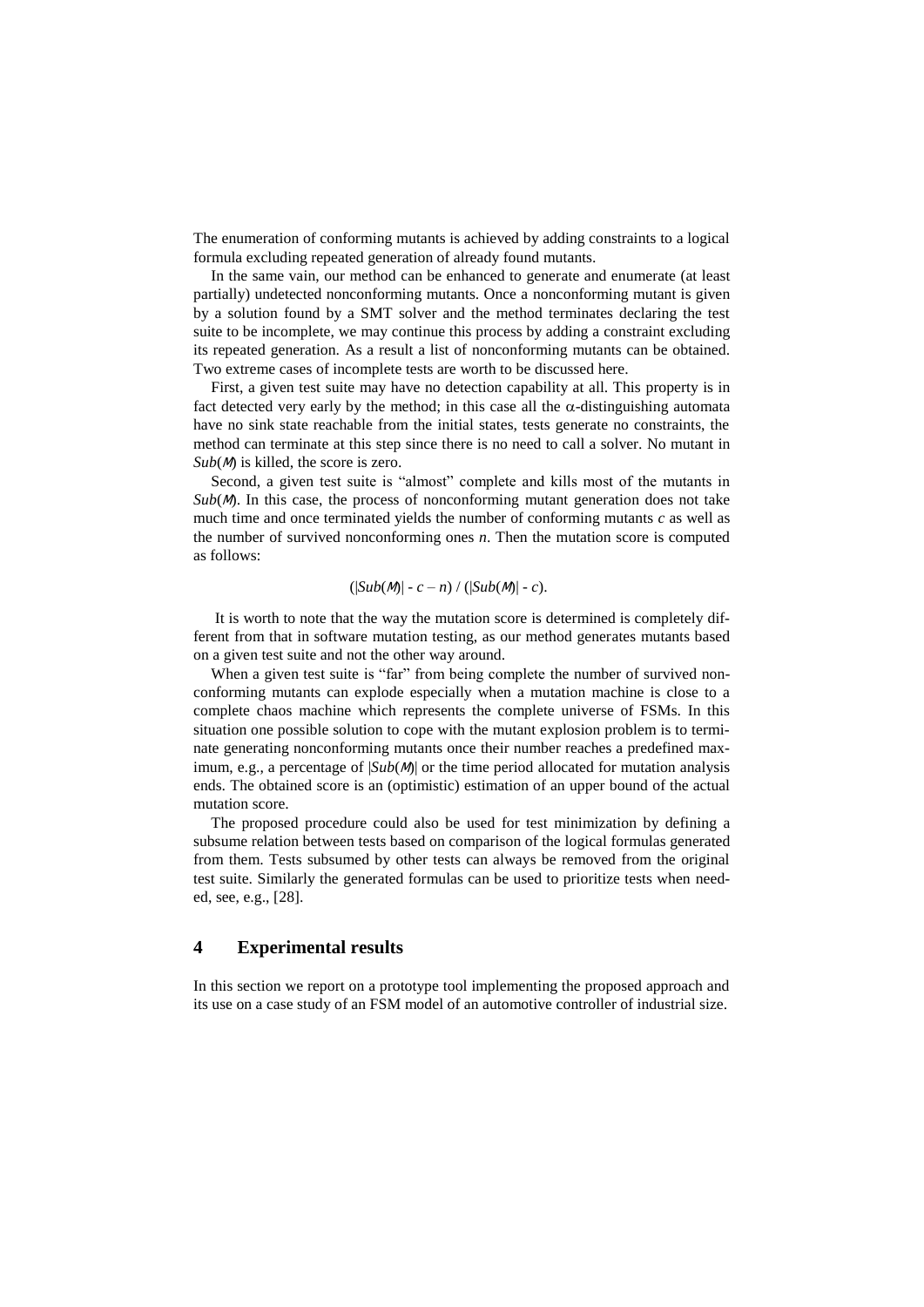The enumeration of conforming mutants is achieved by adding constraints to a logical formula excluding repeated generation of already found mutants.

In the same vain, our method can be enhanced to generate and enumerate (at least partially) undetected nonconforming mutants. Once a nonconforming mutant is given by a solution found by a SMT solver and the method terminates declaring the test suite to be incomplete, we may continue this process by adding a constraint excluding its repeated generation. As a result a list of nonconforming mutants can be obtained. Two extreme cases of incomplete tests are worth to be discussed here.

First, a given test suite may have no detection capability at all. This property is in fact detected very early by the method; in this case all the $\alpha$-distinguishing automata have no sink state reachable from the initial states, tests generate no constraints, the method can terminate at this step since there is no need to call a solver. No mutant in *Sub*(*M*) is killed, the score is zero.

Second, a given test suite is "almost" complete and kills most of the mutants in *Sub*(*M*). In this case, the process of nonconforming mutant generation does not take much time and once terminated yields the number of conforming mutants $c$ as well as the number of survived nonconforming ones $n$. Then the mutation score is computed as follows:

$$(|Sub(M)| - c - n) / (|Sub(M)| - c).$$

It is worth to note that the way the mutation score is determined is completely different from that in software mutation testing, as our method generates mutants based on a given test suite and not the other way around.

When a given test suite is "far" from being complete the number of survived nonconforming mutants can explode especially when a mutation machine is close to a complete chaos machine which represents the complete universe of FSMs. In this situation one possible solution to cope with the mutant explosion problem is to terminate generating nonconforming mutants once their number reaches a predefined maximum, e.g., a percentage of $|Sub(M)|$ or the time period allocated for mutation analysis ends. The obtained score is an (optimistic) estimation of an upper bound of the actual mutation score.

The proposed procedure could also be used for test minimization by defining a subsume relation between tests based on comparison of the logical formulas generated from them. Tests subsumed by other tests can always be removed from the original test suite. Similarly the generated formulas can be used to prioritize tests when needed, see, e.g., [28].

## 4 Experimental results

In this section we report on a prototype tool implementing the proposed approach and its use on a case study of an FSM model of an automotive controller of industrial size.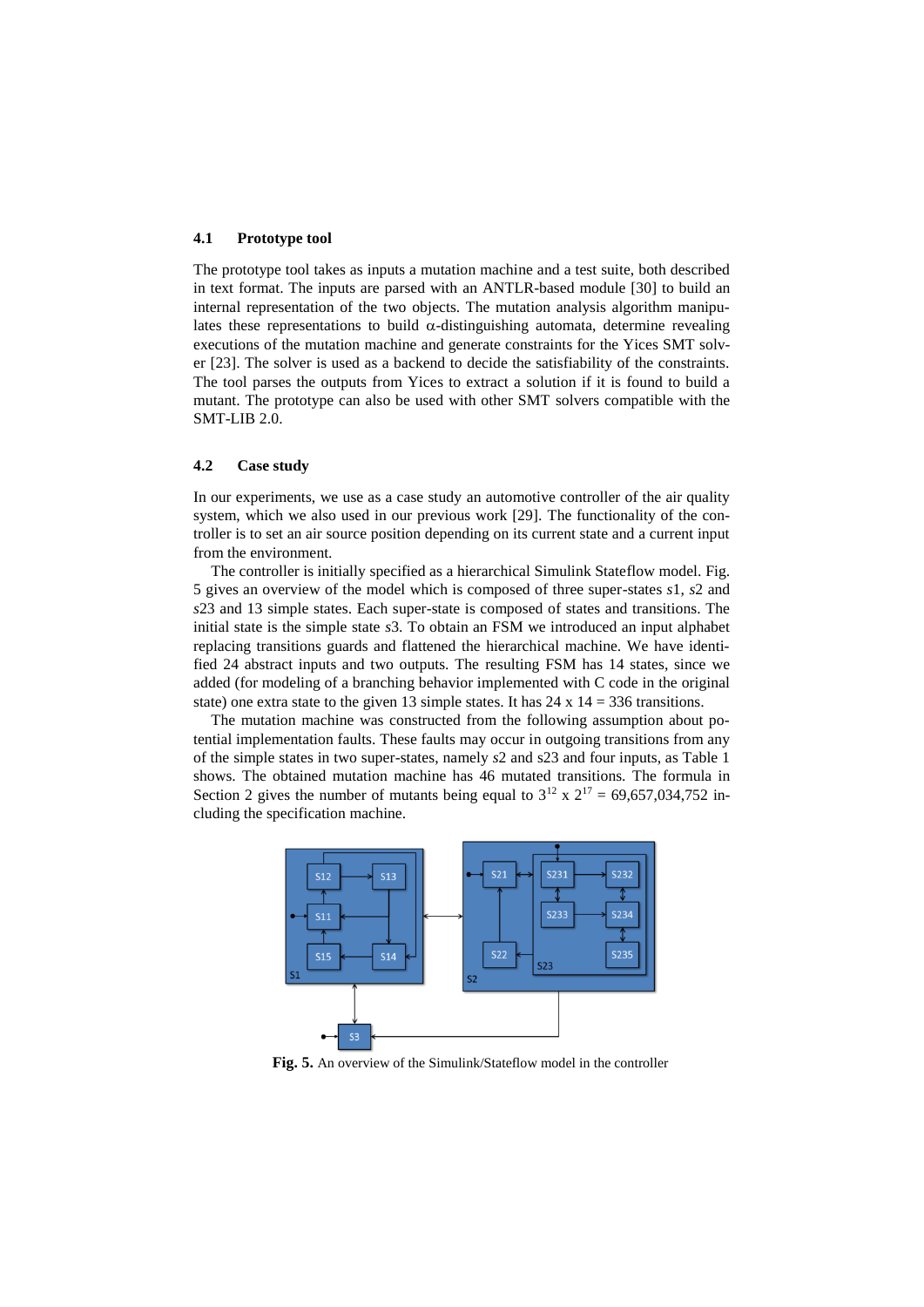### 4.1 Prototype tool

The prototype tool takes as inputs a mutation machine and a test suite, both described in text format. The inputs are parsed with an ANTLR-based module [30] to build an internal representation of the two objects. The mutation analysis algorithm manipulates these representations to build α-distinguishing automata, determine revealing executions of the mutation machine and generate constraints for the Yices SMT solver [23]. The solver is used as a backend to decide the satisfiability of the constraints. The tool parses the outputs from Yices to extract a solution if it is found to build a mutant. The prototype can also be used with other SMT solvers compatible with the SMT-LIB 2.0.

### 4.2 Case study

In our experiments, we use as a case study an automotive controller of the air quality system, which we also used in our previous work [29]. The functionality of the controller is to set an air source position depending on its current state and a current input from the environment.

The controller is initially specified as a hierarchical Simulink Stateflow model. Fig. 5 gives an overview of the model which is composed of three super-states *s*1, *s*2 and *s*23 and 13 simple states. Each super-state is composed of states and transitions. The initial state is the simple state *s*3. To obtain an FSM we introduced an input alphabet replacing transitions guards and flattened the hierarchical machine. We have identified 24 abstract inputs and two outputs. The resulting FSM has 14 states, since we added (for modeling of a branching behavior implemented with C code in the original state) one extra state to the given 13 simple states. It has 24 x 14 = 336 transitions.

The mutation machine was constructed from the following assumption about potential implementation faults. These faults may occur in outgoing transitions from any of the simple states in two super-states, namely *s*2 and s23 and four inputs, as Table 1 shows. The obtained mutation machine has 46 mutated transitions. The formula in Section 2 gives the number of mutants being equal to $3^{12}$ x $2^{17}$ = 69,657,034,752 including the specification machine.

**Fig. 5.** An overview of the Simulink/Stateflow model in the controller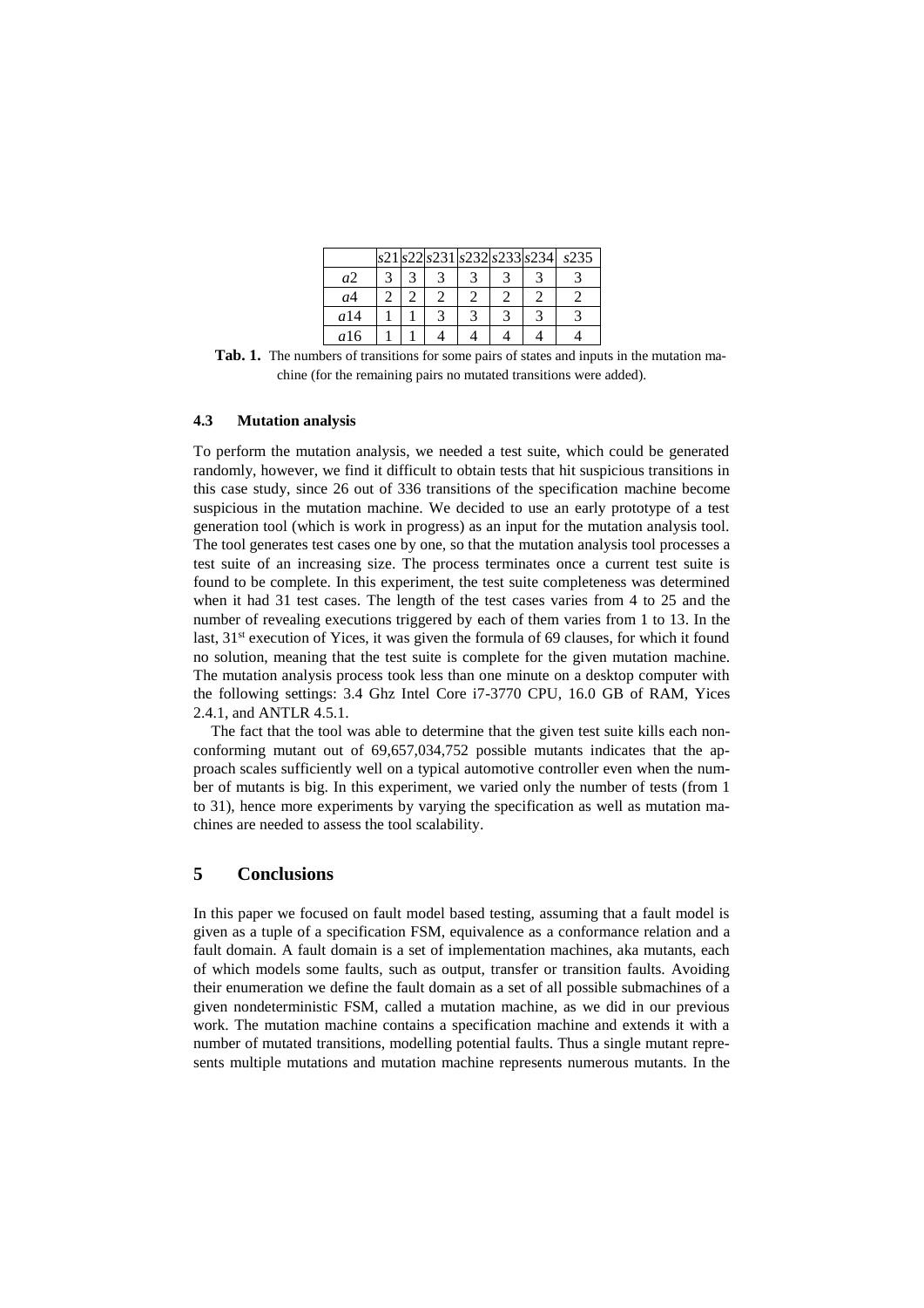|  | s21 | s22 | s231 | s232 | s233 | s234 | s235 |
| --- | --- | --- | --- | --- | --- | --- | --- |
| a2 | 3 | 3 | 3 | 3 | 3 | 3 | 3 |
| a4 | 2 | 2 | 2 | 2 | 2 | 2 | 2 |
| a14 | 1 | 1 | 3 | 3 | 3 | 3 | 3 |
| a16 | 1 | 1 | 4 | 4 | 4 | 4 | 4 |

**Tab. 1.** The numbers of transitions for some pairs of states and inputs in the mutation machine (for the remaining pairs no mutated transitions were added).

### 4.3 Mutation analysis

To perform the mutation analysis, we needed a test suite, which could be generated randomly, however, we find it difficult to obtain tests that hit suspicious transitions in this case study, since 26 out of 336 transitions of the specification machine become suspicious in the mutation machine. We decided to use an early prototype of a test generation tool (which is work in progress) as an input for the mutation analysis tool. The tool generates test cases one by one, so that the mutation analysis tool processes a test suite of an increasing size. The process terminates once a current test suite is found to be complete. In this experiment, the test suite completeness was determined when it had 31 test cases. The length of the test cases varies from 4 to 25 and the number of revealing executions triggered by each of them varies from 1 to 13. In the last, 31st execution of Yices, it was given the formula of 69 clauses, for which it found no solution, meaning that the test suite is complete for the given mutation machine. The mutation analysis process took less than one minute on a desktop computer with the following settings: 3.4 Ghz Intel Core i7-3770 CPU, 16.0 GB of RAM, Yices 2.4.1, and ANTLR 4.5.1.

The fact that the tool was able to determine that the given test suite kills each nonconforming mutant out of 69,657,034,752 possible mutants indicates that the approach scales sufficiently well on a typical automotive controller even when the number of mutants is big. In this experiment, we varied only the number of tests (from 1 to 31), hence more experiments by varying the specification as well as mutation machines are needed to assess the tool scalability.

## 5 Conclusions

In this paper we focused on fault model based testing, assuming that a fault model is given as a tuple of a specification FSM, equivalence as a conformance relation and a fault domain. A fault domain is a set of implementation machines, aka mutants, each of which models some faults, such as output, transfer or transition faults. Avoiding their enumeration we define the fault domain as a set of all possible submachines of a given nondeterministic FSM, called a mutation machine, as we did in our previous work. The mutation machine contains a specification machine and extends it with a number of mutated transitions, modelling potential faults. Thus a single mutant represents multiple mutations and mutation machine represents numerous mutants. In the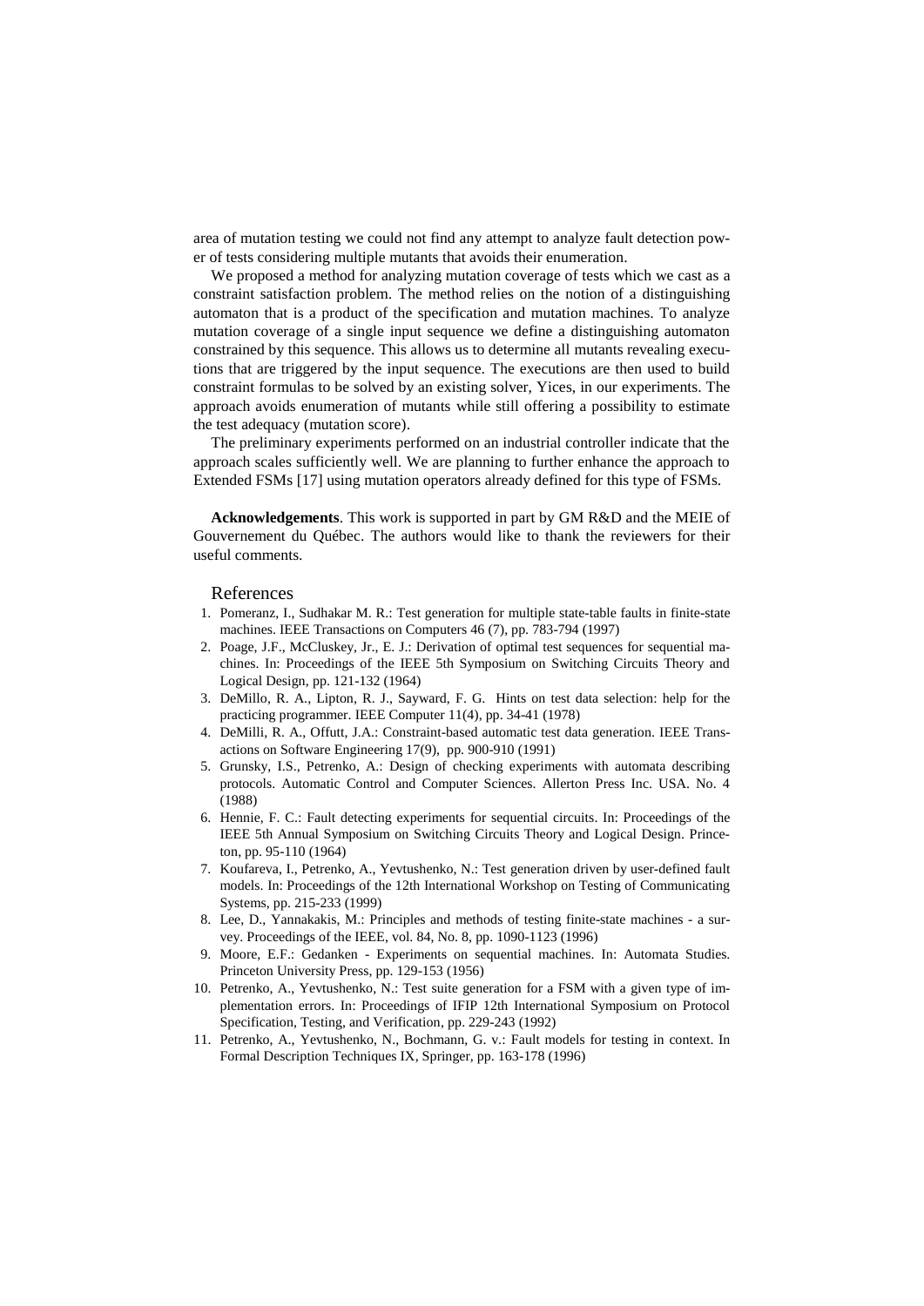area of mutation testing we could not find any attempt to analyze fault detection power of tests considering multiple mutants that avoids their enumeration.

We proposed a method for analyzing mutation coverage of tests which we cast as a constraint satisfaction problem. The method relies on the notion of a distinguishing automaton that is a product of the specification and mutation machines. To analyze mutation coverage of a single input sequence we define a distinguishing automaton constrained by this sequence. This allows us to determine all mutants revealing executions that are triggered by the input sequence. The executions are then used to build constraint formulas to be solved by an existing solver, Yices, in our experiments. The approach avoids enumeration of mutants while still offering a possibility to estimate the test adequacy (mutation score).

The preliminary experiments performed on an industrial controller indicate that the approach scales sufficiently well. We are planning to further enhance the approach to Extended FSMs [17] using mutation operators already defined for this type of FSMs.

**Acknowledgements**. This work is supported in part by GM R&D and the MEIE of Gouvernement du Québec. The authors would like to thank the reviewers for their useful comments.

## References

1. Pomeranz, I., Sudhakar M. R.: Test generation for multiple state-table faults in finite-state machines. IEEE Transactions on Computers 46 (7), pp. 783-794 (1997)
2. Poage, J.F., McCluskey, Jr., E. J.: Derivation of optimal test sequences for sequential machines. In: Proceedings of the IEEE 5th Symposium on Switching Circuits Theory and Logical Design, pp. 121-132 (1964)
3. DeMillo, R. A., Lipton, R. J., Sayward, F. G. Hints on test data selection: help for the practicing programmer. IEEE Computer 11(4), pp. 34-41 (1978)
4. DeMilli, R. A., Offutt, J.A.: Constraint-based automatic test data generation. IEEE Transactions on Software Engineering 17(9), pp. 900-910 (1991)
5. Grunsky, I.S., Petrenko, A.: Design of checking experiments with automata describing protocols. Automatic Control and Computer Sciences. Allerton Press Inc. USA. No. 4 (1988)
6. Hennie, F. C.: Fault detecting experiments for sequential circuits. In: Proceedings of the IEEE 5th Annual Symposium on Switching Circuits Theory and Logical Design. Princeton, pp. 95-110 (1964)
7. Koufareva, I., Petrenko, A., Yevtushenko, N.: Test generation driven by user-defined fault models. In: Proceedings of the 12th International Workshop on Testing of Communicating Systems, pp. 215-233 (1999)
8. Lee, D., Yannakakis, M.: Principles and methods of testing finite-state machines - a survey. Proceedings of the IEEE, vol. 84, No. 8, pp. 1090-1123 (1996)
9. Moore, E.F.: Gedanken - Experiments on sequential machines. In: Automata Studies. Princeton University Press, pp. 129-153 (1956)
10. Petrenko, A., Yevtushenko, N.: Test suite generation for a FSM with a given type of implementation errors. In: Proceedings of IFIP 12th International Symposium on Protocol Specification, Testing, and Verification, pp. 229-243 (1992)
11. Petrenko, A., Yevtushenko, N., Bochmann, G. v.: Fault models for testing in context. In Formal Description Techniques IX, Springer, pp. 163-178 (1996)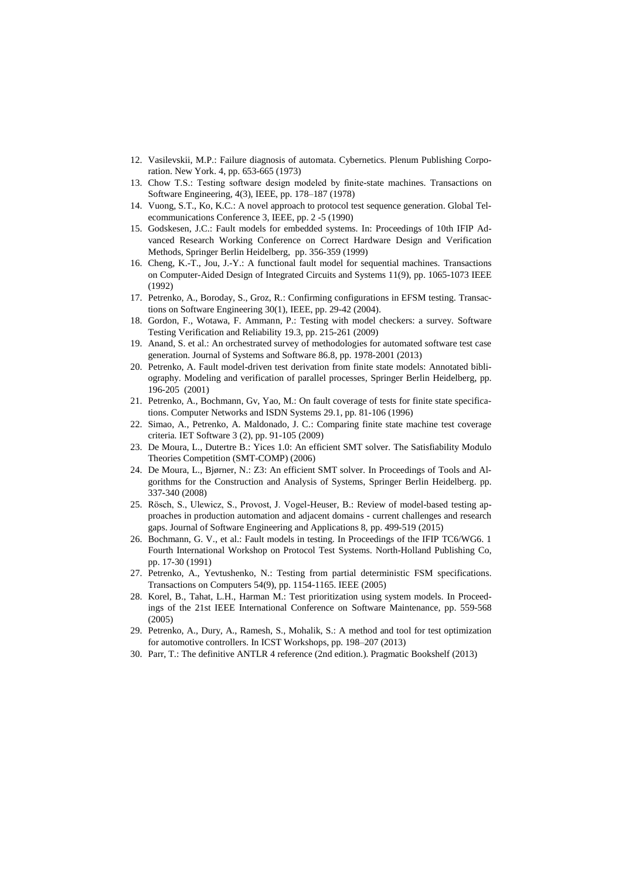12. Vasilevskii, M.P.: Failure diagnosis of automata. Cybernetics. Plenum Publishing Corporation. New York. 4, pp. 653-665 (1973)
13. Chow T.S.: Testing software design modeled by finite-state machines. Transactions on Software Engineering, 4(3), IEEE, pp. 178–187 (1978)
14. Vuong, S.T., Ko, K.C.: A novel approach to protocol test sequence generation. Global Telecommunications Conference 3, IEEE, pp. 2 -5 (1990)
15. Godskesen, J.C.: Fault models for embedded systems. In: Proceedings of 10th IFIP Advanced Research Working Conference on Correct Hardware Design and Verification Methods, Springer Berlin Heidelberg, pp. 356-359 (1999)
16. Cheng, K.-T., Jou, J.-Y.: A functional fault model for sequential machines. Transactions on Computer-Aided Design of Integrated Circuits and Systems 11(9), pp. 1065-1073 IEEE (1992)
17. Petrenko, A., Boroday, S., Groz, R.: Confirming configurations in EFSM testing. Transactions on Software Engineering 30(1), IEEE, pp. 29-42 (2004).
18. Gordon, F., Wotawa, F. Ammann, P.: Testing with model checkers: a survey. Software Testing Verification and Reliability 19.3, pp. 215-261 (2009)
19. Anand, S. et al.: An orchestrated survey of methodologies for automated software test case generation. Journal of Systems and Software 86.8, pp. 1978-2001 (2013)
20. Petrenko, A. Fault model-driven test derivation from finite state models: Annotated bibliography. Modeling and verification of parallel processes, Springer Berlin Heidelberg, pp. 196-205 (2001)
21. Petrenko, A., Bochmann, Gv, Yao, M.: On fault coverage of tests for finite state specifications. Computer Networks and ISDN Systems 29.1, pp. 81-106 (1996)
22. Simao, A., Petrenko, A. Maldonado, J. C.: Comparing finite state machine test coverage criteria. IET Software 3 (2), pp. 91-105 (2009)
23. De Moura, L., Dutertre B.: Yices 1.0: An efficient SMT solver. The Satisfiability Modulo Theories Competition (SMT-COMP) (2006)
24. De Moura, L., Bjørner, N.: Z3: An efficient SMT solver. In Proceedings of Tools and Algorithms for the Construction and Analysis of Systems, Springer Berlin Heidelberg. pp. 337-340 (2008)
25. Rösch, S., Ulewicz, S., Provost, J. Vogel-Heuser, B.: Review of model-based testing approaches in production automation and adjacent domains - current challenges and research gaps. Journal of Software Engineering and Applications 8, pp. 499-519 (2015)
26. Bochmann, G. V., et al.: Fault models in testing. In Proceedings of the IFIP TC6/WG6. 1 Fourth International Workshop on Protocol Test Systems. North-Holland Publishing Co, pp. 17-30 (1991)
27. Petrenko, A., Yevtushenko, N.: Testing from partial deterministic FSM specifications. Transactions on Computers 54(9), pp. 1154-1165. IEEE (2005)
28. Korel, B., Tahat, L.H., Harman M.: Test prioritization using system models. In Proceedings of the 21st IEEE International Conference on Software Maintenance, pp. 559-568 (2005)
29. Petrenko, A., Dury, A., Ramesh, S., Mohalik, S.: A method and tool for test optimization for automotive controllers. In ICST Workshops, pp. 198–207 (2013)
30. Parr, T.: The definitive ANTLR 4 reference (2nd edition.). Pragmatic Bookshelf (2013)